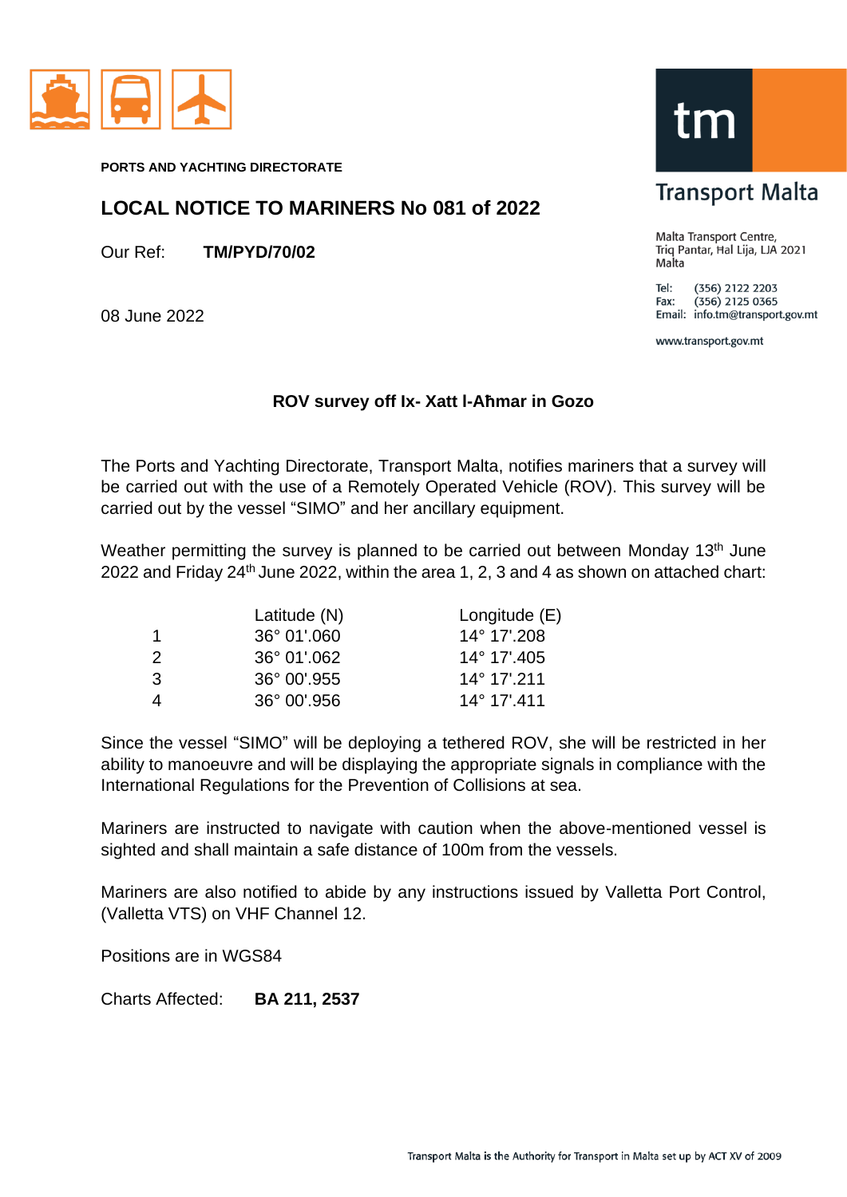PORTS AND YACHTING DIRECTORATE

**tm Transport Malta**

Malta Transport Centre,
Triq Pantar, Ħal Lija, LJA 2021
Malta

Tel: (356) 2122 2203
Fax: (356) 2125 0365
Email: info.tm@transport.gov.mt

www.transport.gov.mt

# LOCAL NOTICE TO MARINERS No 081 of 2022

Our Ref: **TM/PYD/70/02**

08 June 2022

## ROV survey off Ix- Xatt l-Aħmar in Gozo

The Ports and Yachting Directorate, Transport Malta, notifies mariners that a survey will be carried out with the use of a Remotely Operated Vehicle (ROV). This survey will be carried out by the vessel "SIMO" and her ancillary equipment.

Weather permitting the survey is planned to be carried out between Monday 13th June 2022 and Friday 24th June 2022, within the area 1, 2, 3 and 4 as shown on attached chart:

| | Latitude (N) | Longitude (E) |
|---|---|---|
| 1 | 36° 01'.060 | 14° 17'.208 |
| 2 | 36° 01'.062 | 14° 17'.405 |
| 3 | 36° 00'.955 | 14° 17'.211 |
| 4 | 36° 00'.956 | 14° 17'.411 |

Since the vessel "SIMO" will be deploying a tethered ROV, she will be restricted in her ability to manoeuvre and will be displaying the appropriate signals in compliance with the International Regulations for the Prevention of Collisions at sea.

Mariners are instructed to navigate with caution when the above-mentioned vessel is sighted and shall maintain a safe distance of 100m from the vessels.

Mariners are also notified to abide by any instructions issued by Valletta Port Control, (Valletta VTS) on VHF Channel 12.

Positions are in WGS84

Charts Affected: **BA 211, 2537**

Transport Malta is the Authority for Transport in Malta set up by ACT XV of 2009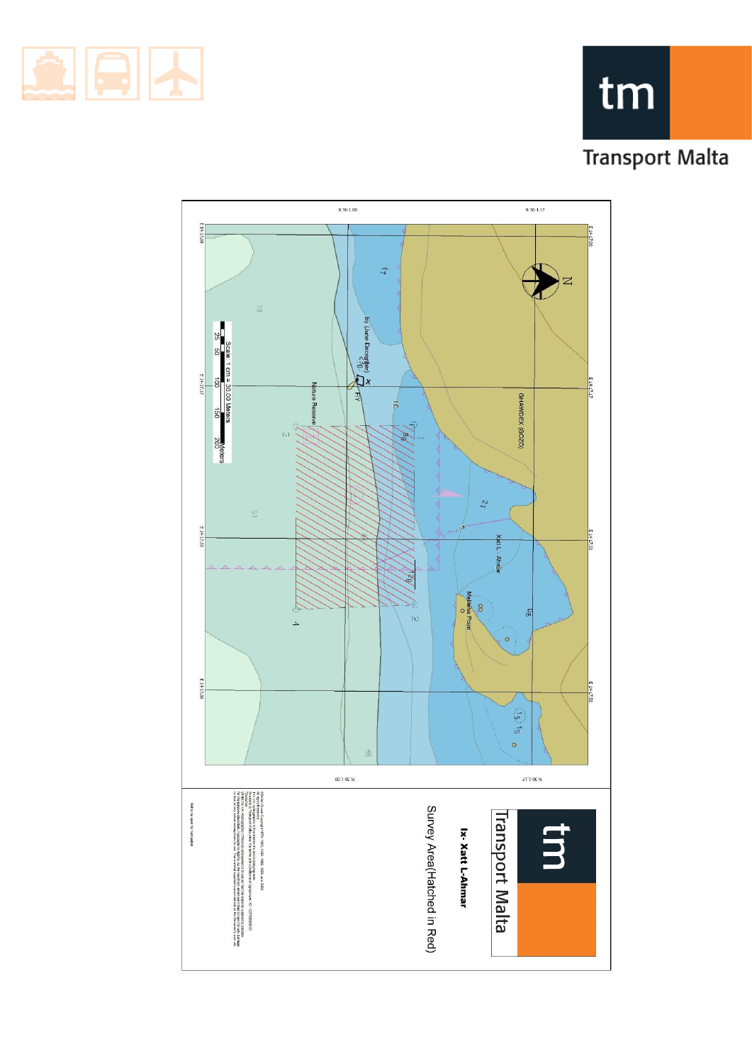Transport Malta

Ix- Xatt L-Ahmar

Survey Area(Hatched in Red)

Scale 1 cm = 30.00 Meters

25 50 100 150 200 Meters

N

GHAWDEX (GOZO)

Xatt L - Ahmar

Mellieha Point

Nature Reserve

by (June December)

Not to be used for navigation